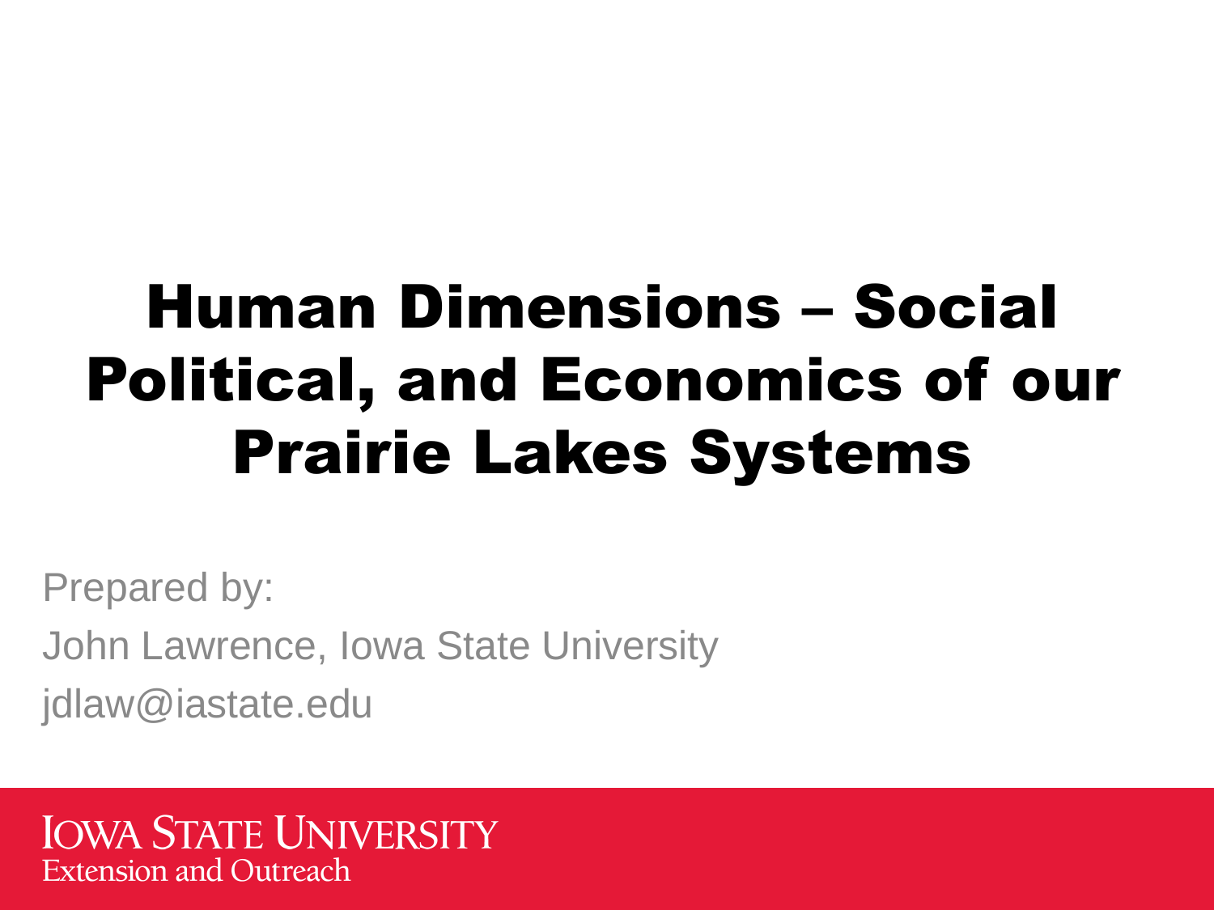# Human Dimensions – Social Political, and Economics of our Prairie Lakes Systems

Prepared by:

John Lawrence, Iowa State University

jdlaw@iastate.edu

IOWA STATE UNIVERSITY
Extension and Outreach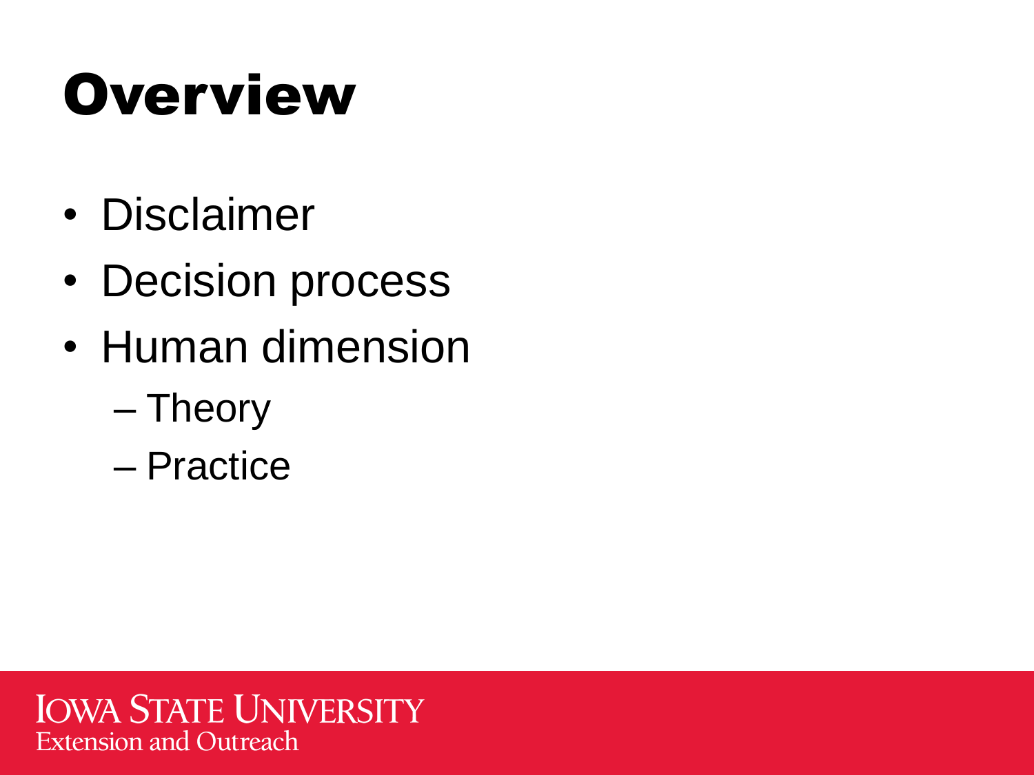# Overview

- Disclaimer
- Decision process
- Human dimension
  - Theory
  - Practice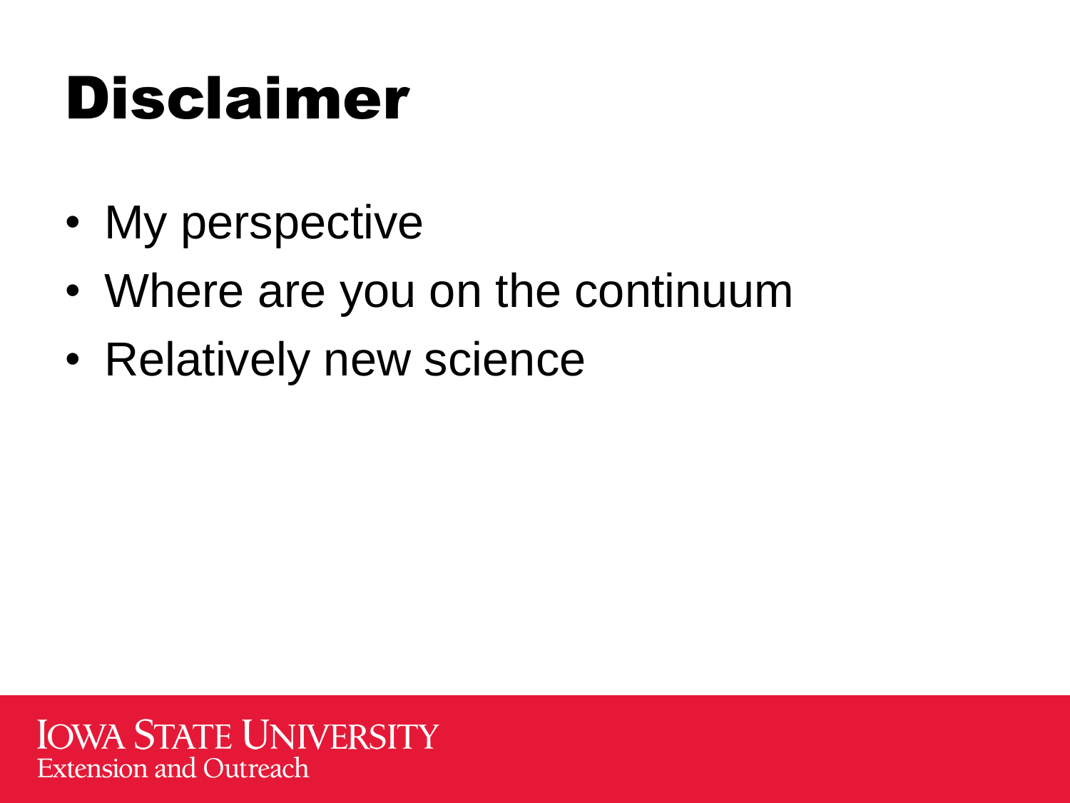# Disclaimer

- My perspective
- Where are you on the continuum
- Relatively new science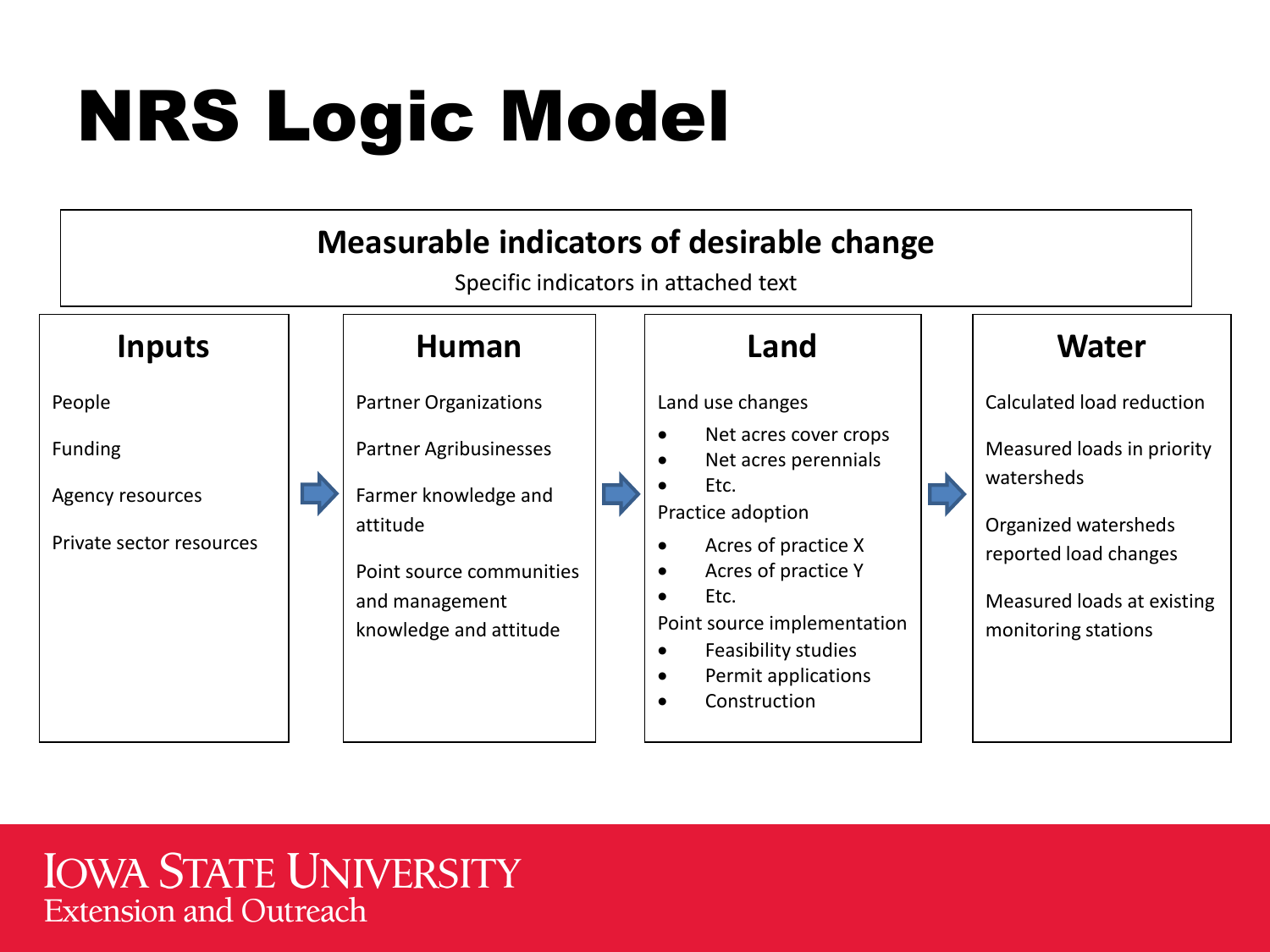# NRS Logic Model

## Measurable indicators of desirable change

Specific indicators in attached text

### Inputs

People

Funding

Agency resources

Private sector resources

### Human

Partner Organizations

Partner Agribusinesses

Farmer knowledge and attitude

Point source communities and management knowledge and attitude

### Land

Land use changes

- Net acres cover crops
- Net acres perennials
- Etc.

Practice adoption

- Acres of practice X
- Acres of practice Y
- Etc.

Point source implementation

- Feasibility studies
- Permit applications
- Construction

### Water

Calculated load reduction

Measured loads in priority watersheds

Organized watersheds reported load changes

Measured loads at existing monitoring stations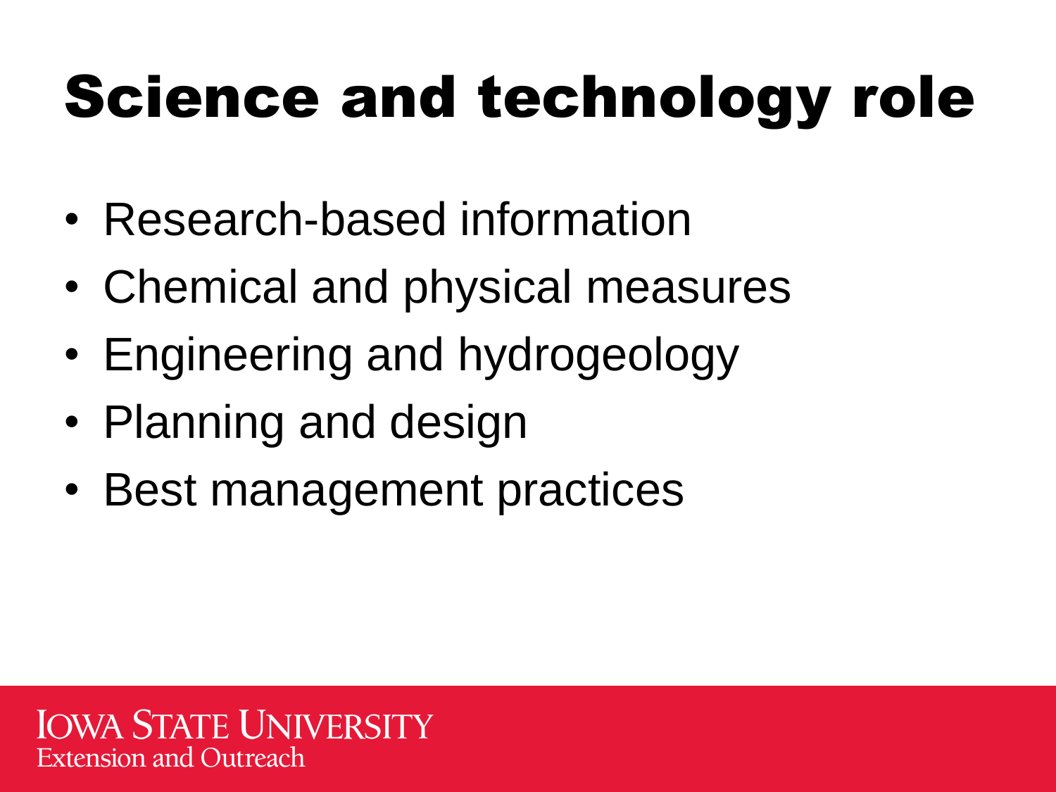# Science and technology role

- Research-based information
- Chemical and physical measures
- Engineering and hydrogeology
- Planning and design
- Best management practices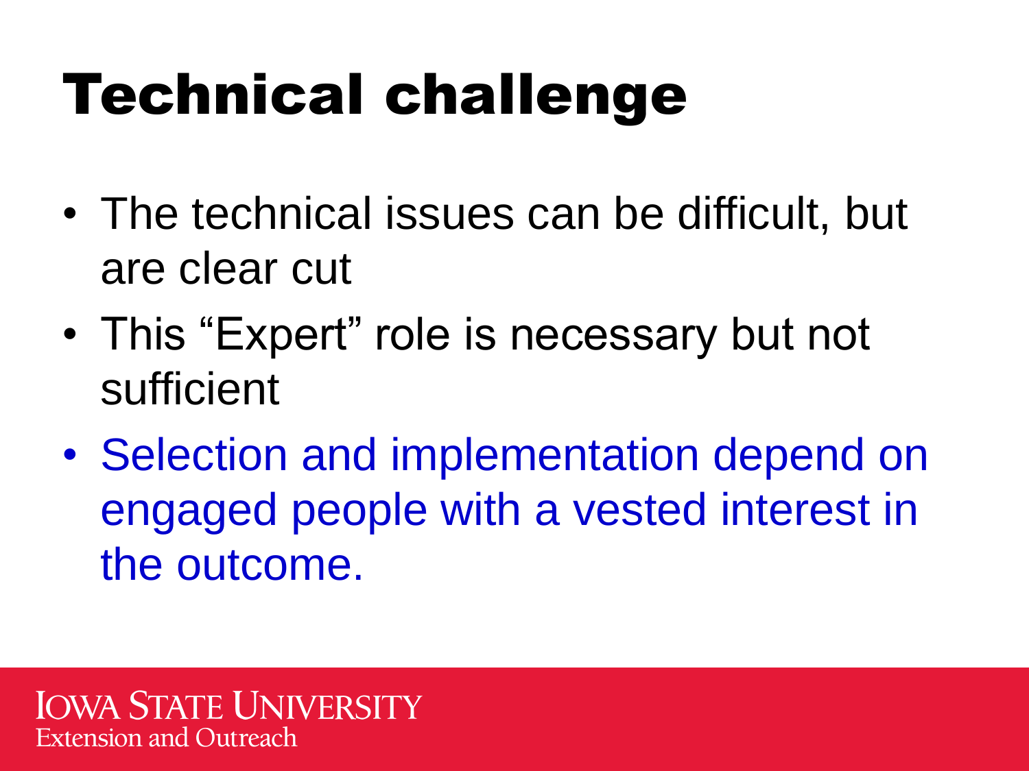# Technical challenge

- The technical issues can be difficult, but are clear cut
- This “Expert” role is necessary but not sufficient
- Selection and implementation depend on engaged people with a vested interest in the outcome.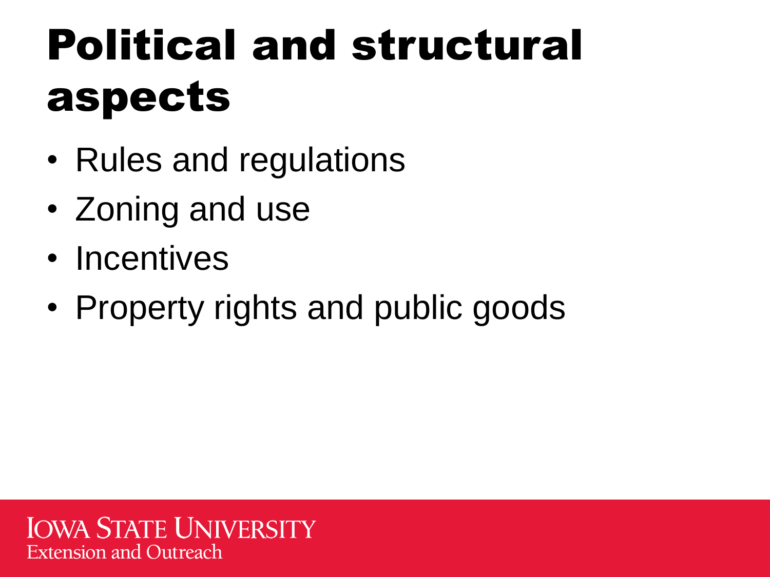# Political and structural aspects

- Rules and regulations
- Zoning and use
- Incentives
- Property rights and public goods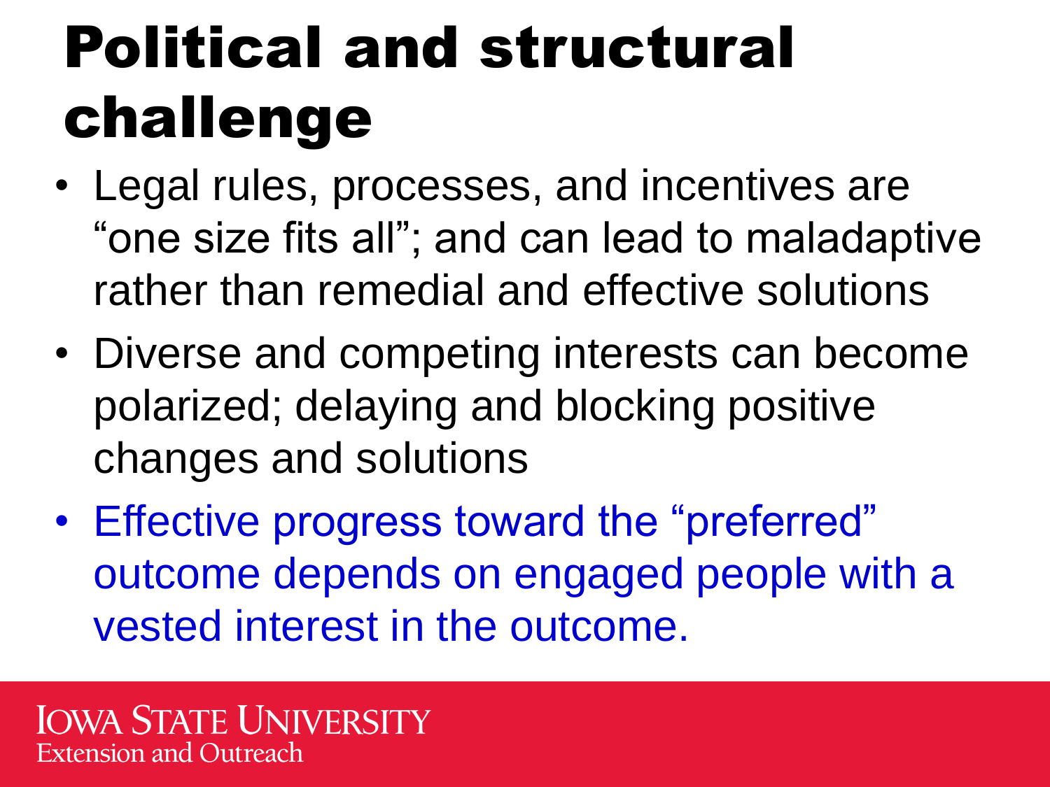# Political and structural challenge

- Legal rules, processes, and incentives are "one size fits all"; and can lead to maladaptive rather than remedial and effective solutions
- Diverse and competing interests can become polarized; delaying and blocking positive changes and solutions
- Effective progress toward the "preferred" outcome depends on engaged people with a vested interest in the outcome.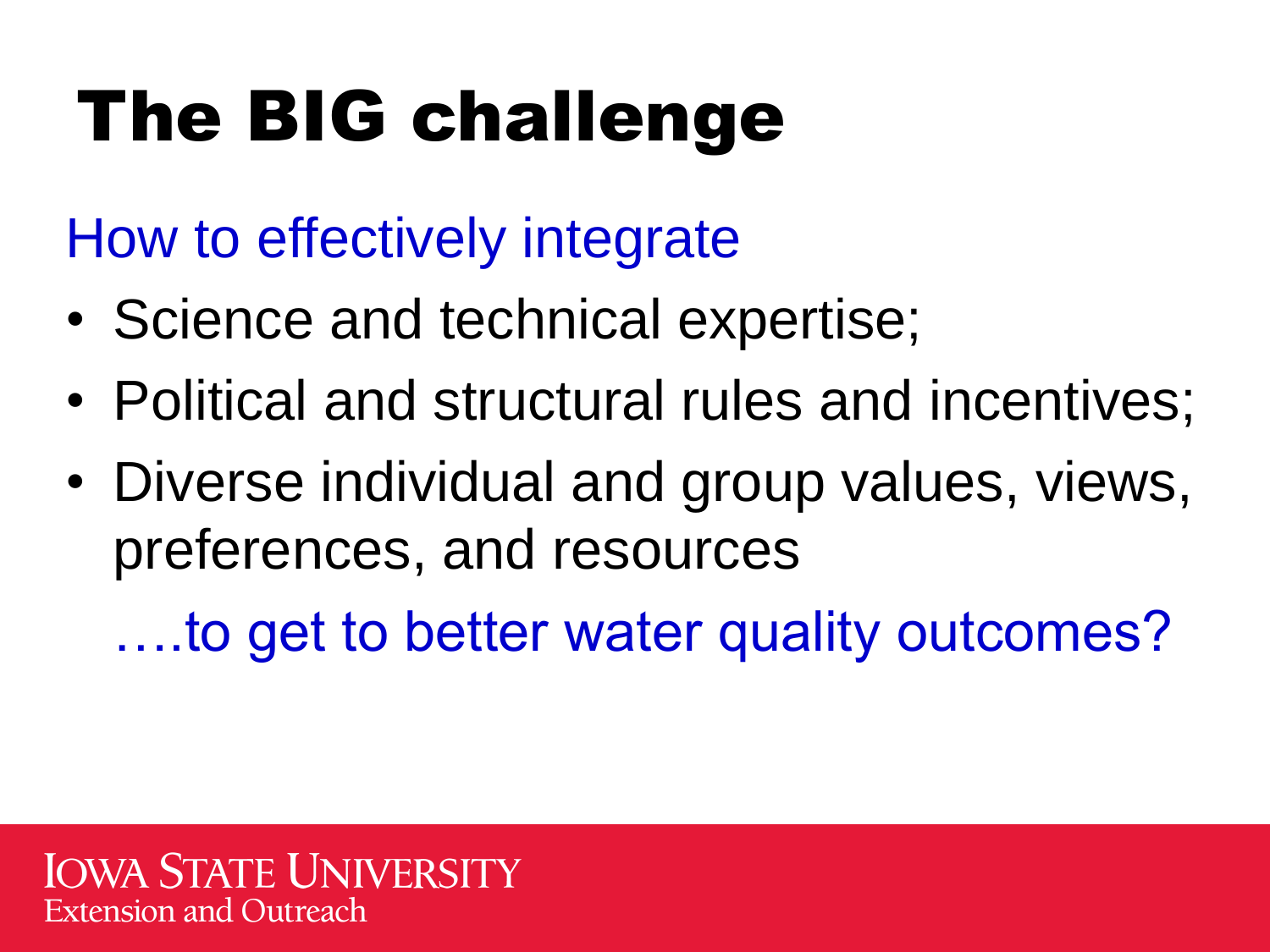# The BIG challenge

How to effectively integrate

- Science and technical expertise;
- Political and structural rules and incentives;
- Diverse individual and group values, views, preferences, and resources

….to get to better water quality outcomes?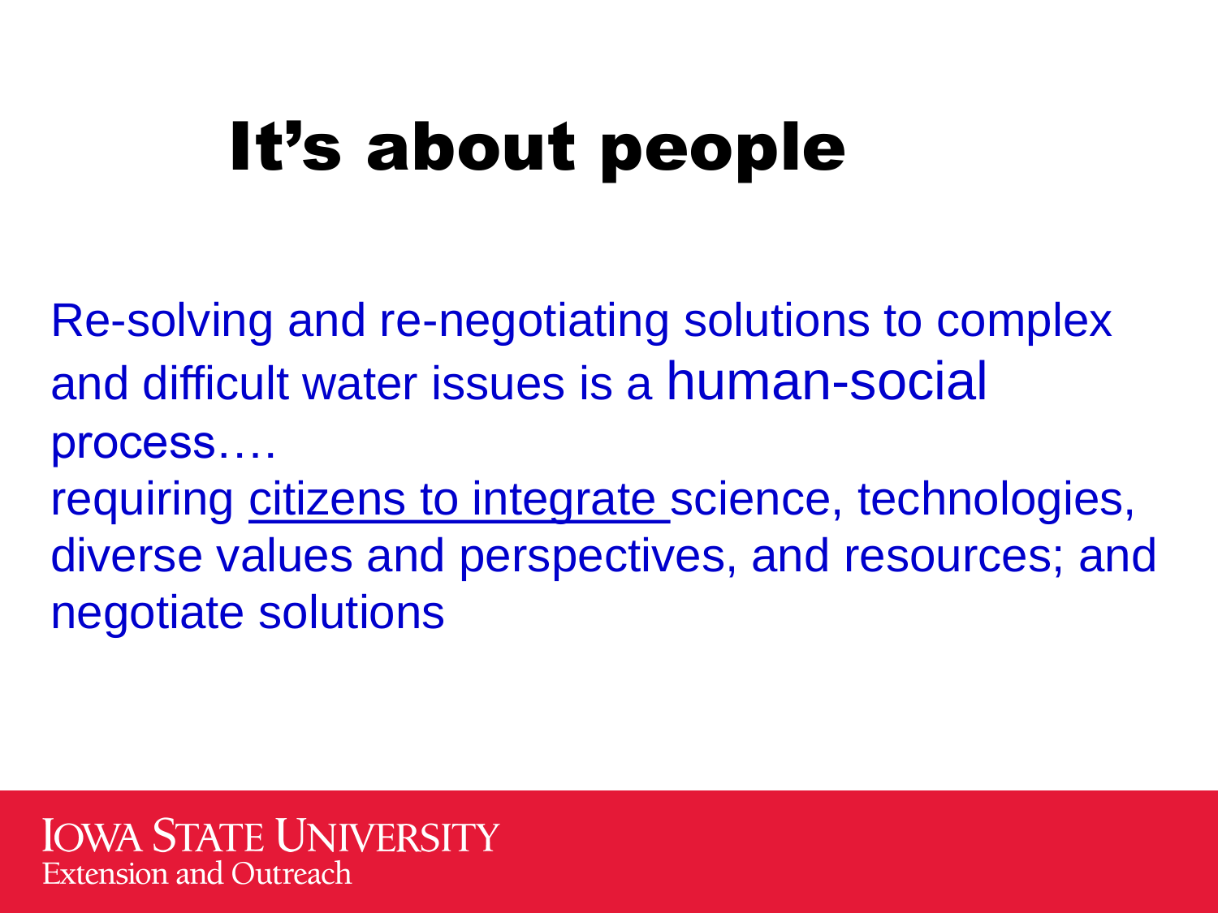# It's about people

Re-solving and re-negotiating solutions to complex and difficult water issues is a human-social process….

requiring citizens to integrate science, technologies, diverse values and perspectives, and resources; and negotiate solutions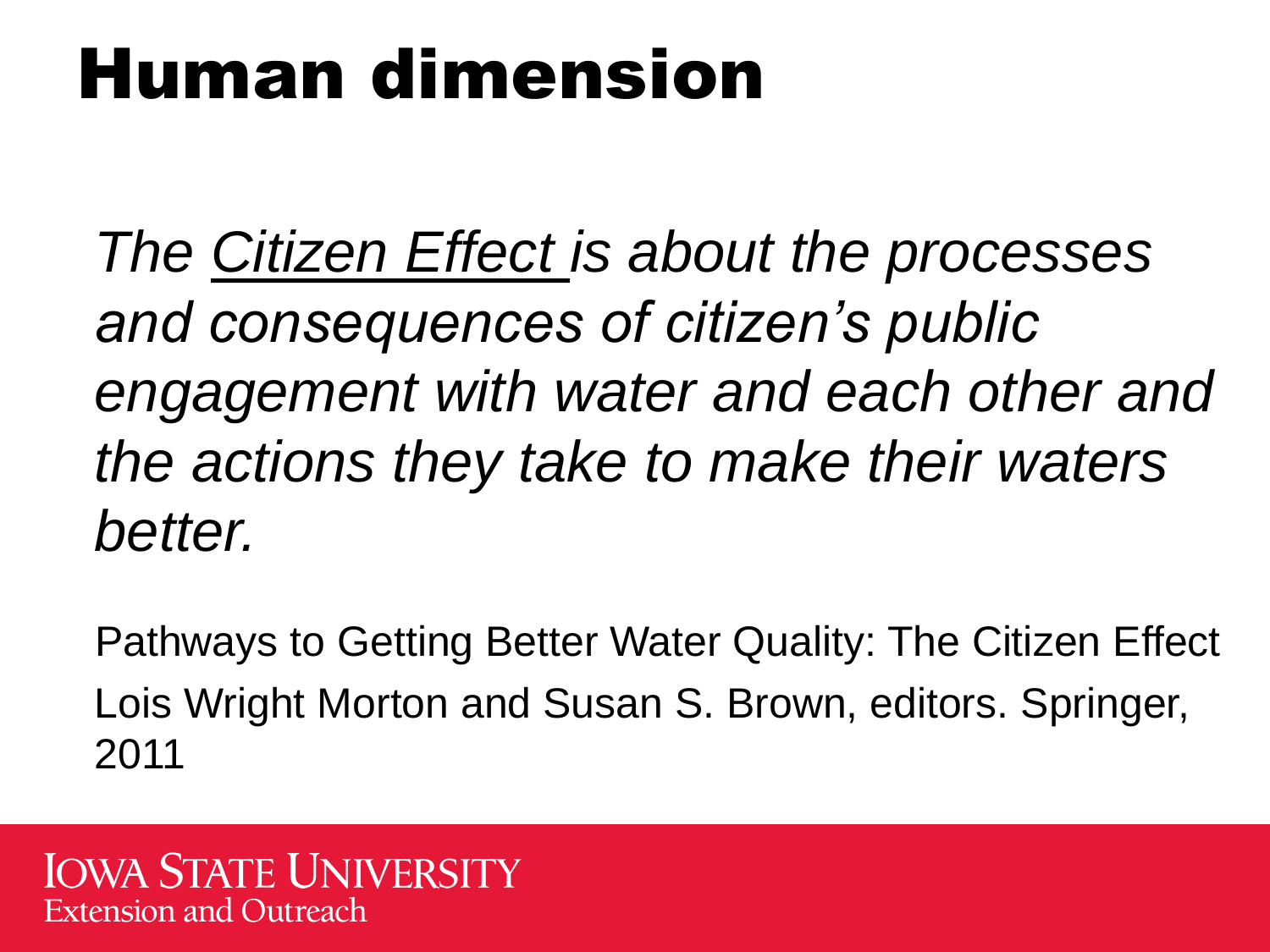# Human dimension

*The <u>Citizen Effect</u> is about the processes and consequences of citizen's public engagement with water and each other and the actions they take to make their waters better.*

Pathways to Getting Better Water Quality: The Citizen Effect
Lois Wright Morton and Susan S. Brown, editors. Springer, 2011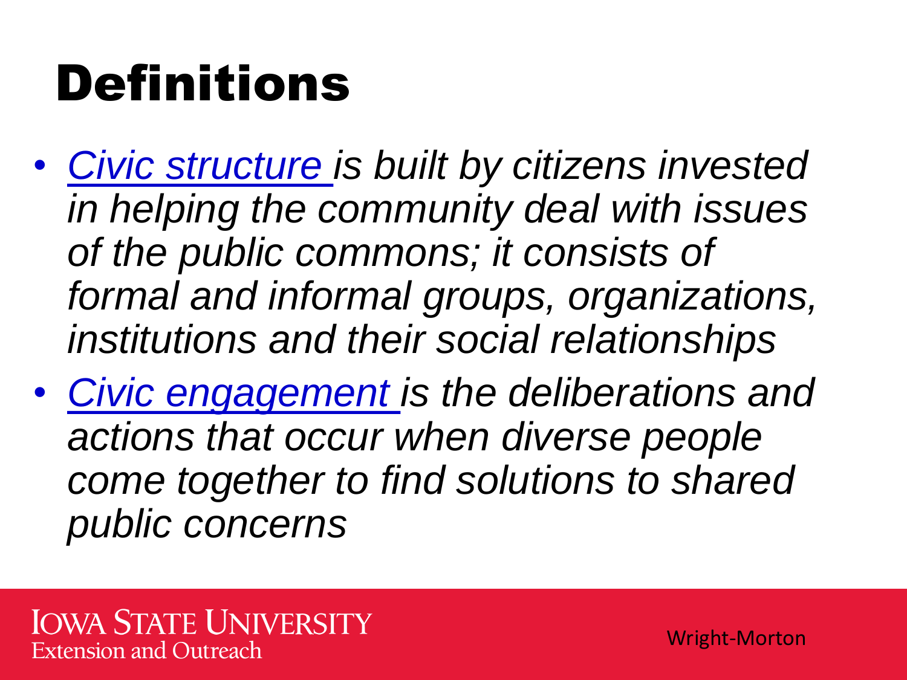# Definitions

- *Civic structure is built by citizens invested in helping the community deal with issues of the public commons; it consists of formal and informal groups, organizations, institutions and their social relationships*
- *Civic engagement is the deliberations and actions that occur when diverse people come together to find solutions to shared public concerns*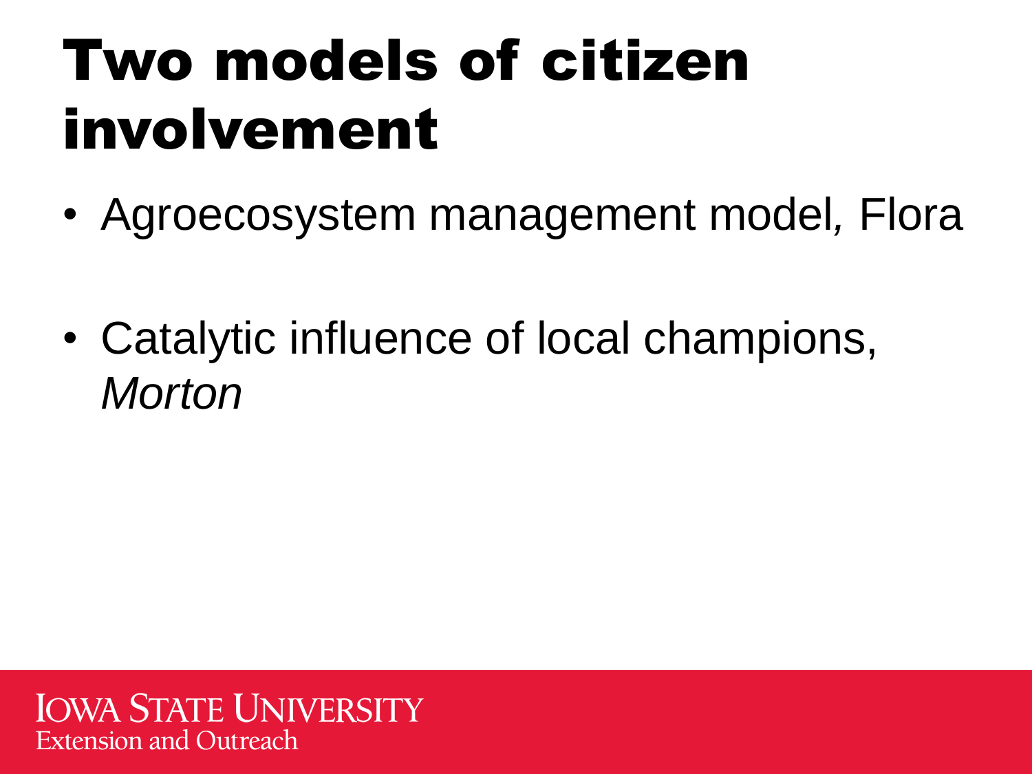# Two models of citizen involvement

- Agroecosystem management model, Flora
- Catalytic influence of local champions, *Morton*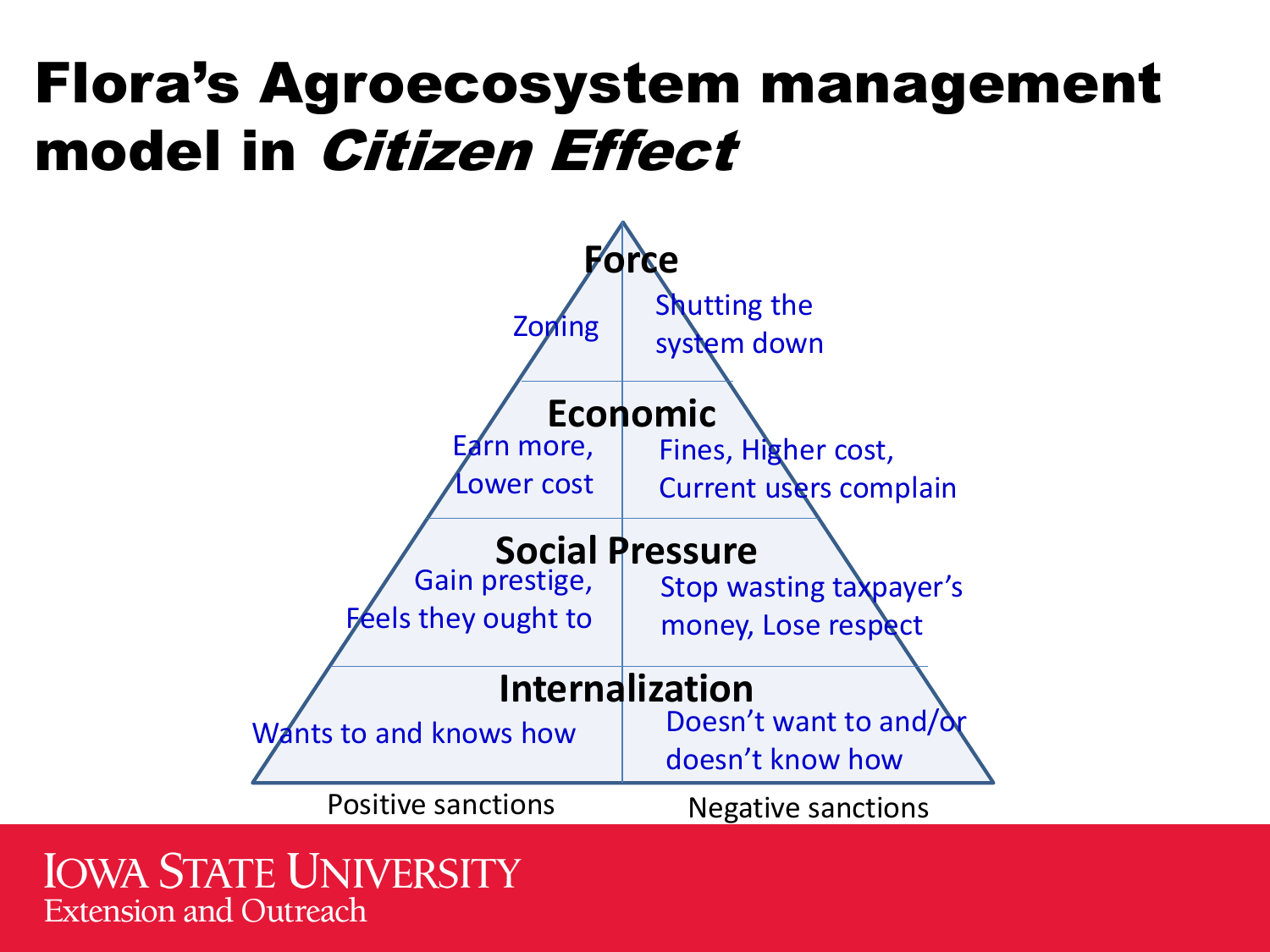# Flora's Agroecosystem management model in *Citizen Effect*

| Level | Positive sanctions | Negative sanctions |
| --- | --- | --- |
| **Force** | Zoning | Shutting the system down |
| **Economic** | Earn more, Lower cost | Fines, Higher cost, Current users complain |
| **Social Pressure** | Gain prestige, Feels they ought to | Stop wasting taxpayer's money, Lose respect |
| **Internalization** | Wants to and knows how | Doesn't want to and/or doesn't know how |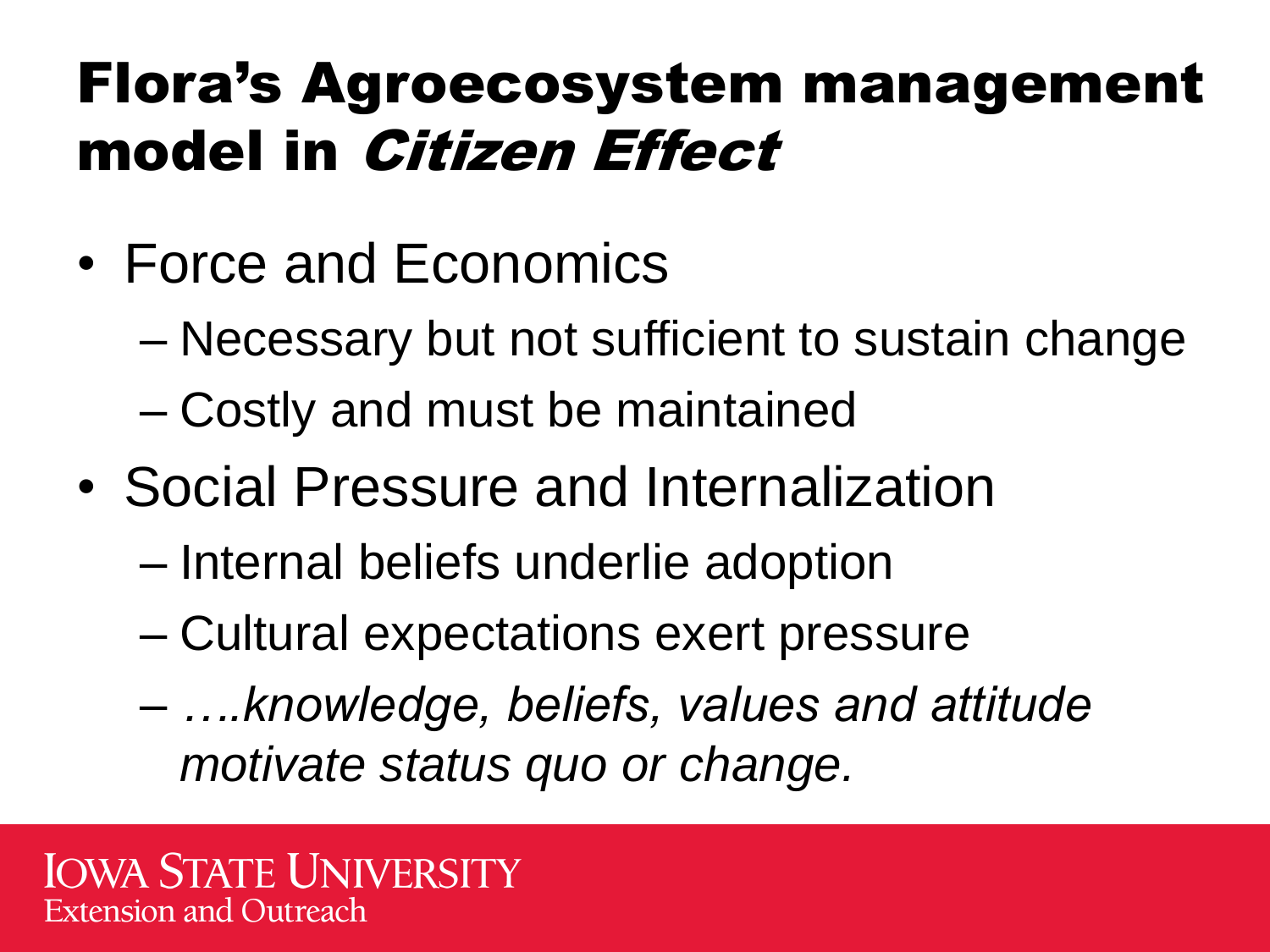# Flora's Agroecosystem management model in *Citizen Effect*

- Force and Economics
  - Necessary but not sufficient to sustain change
  - Costly and must be maintained
- Social Pressure and Internalization
  - Internal beliefs underlie adoption
  - Cultural expectations exert pressure
  - *….knowledge, beliefs, values and attitude motivate status quo or change.*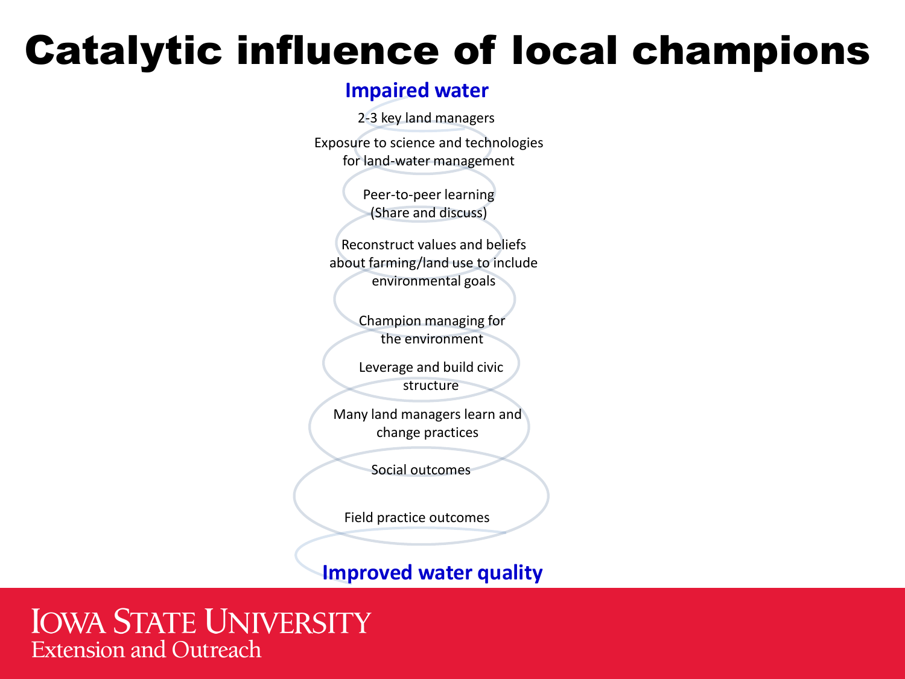# Catalytic influence of local champions

**Impaired water**

2-3 key land managers

Exposure to science and technologies for land-water management

Peer-to-peer learning (Share and discuss)

Reconstruct values and beliefs about farming/land use to include environmental goals

Champion managing for the environment

Leverage and build civic structure

Many land managers learn and change practices

Social outcomes

Field practice outcomes

**Improved water quality**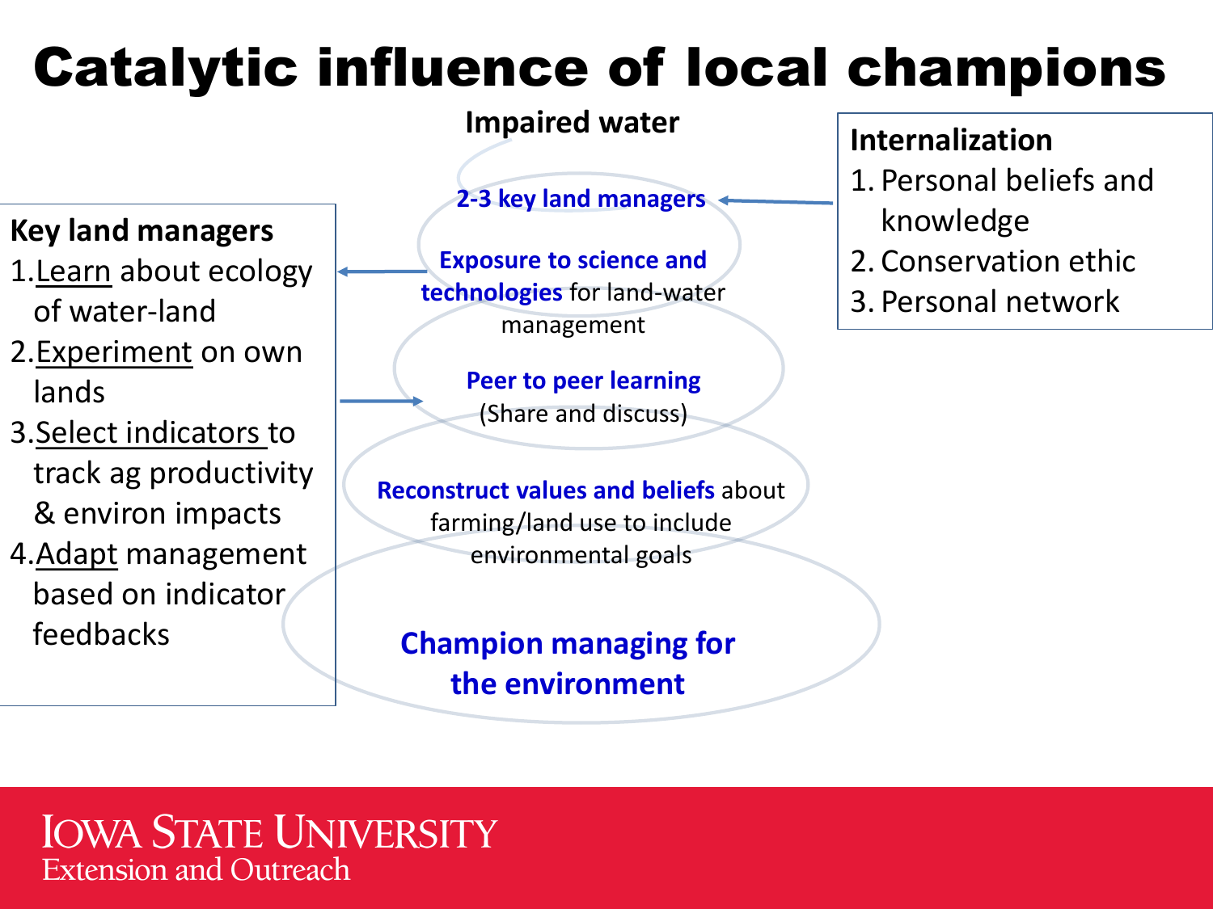# Catalytic influence of local champions

**Key land managers**

1. Learn about ecology of water-land
2. Experiment on own lands
3. Select indicators to track ag productivity & environ impacts
4. Adapt management based on indicator feedbacks

**Impaired water**

**2-3 key land managers**

**Exposure to science and technologies** for land-water management

**Peer to peer learning** (Share and discuss)

**Reconstruct values and beliefs** about farming/land use to include environmental goals

**Champion managing for the environment**

**Internalization**

1. Personal beliefs and knowledge
2. Conservation ethic
3. Personal network

Iowa State University
Extension and Outreach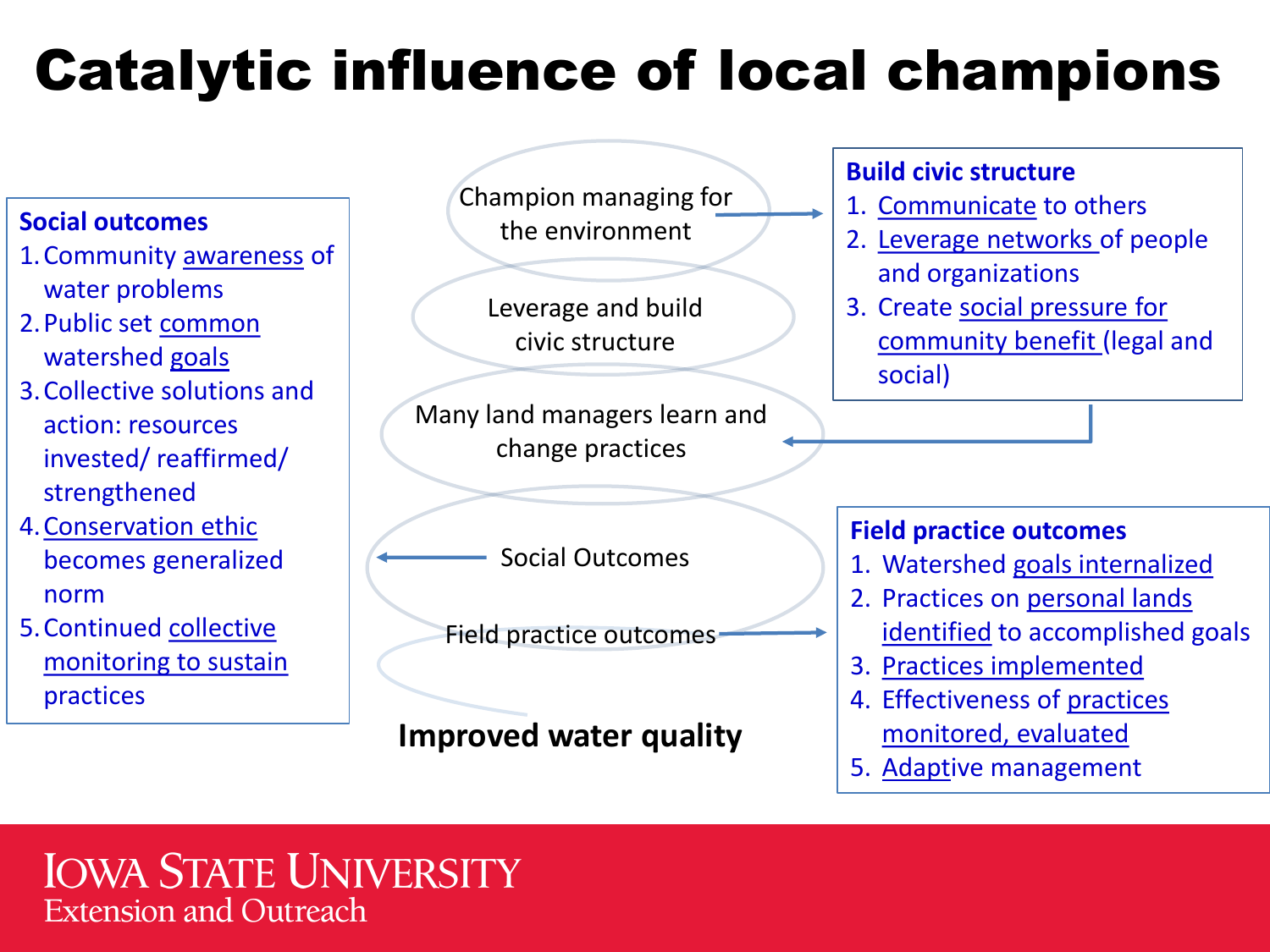# Catalytic influence of local champions

**Social outcomes**

1. Community awareness of water problems
2. Public set common watershed goals
3. Collective solutions and action: resources invested/ reaffirmed/ strengthened
4. Conservation ethic becomes generalized norm
5. Continued collective monitoring to sustain practices

Champion managing for the environment

Leverage and build civic structure

Many land managers learn and change practices

Social Outcomes

Field practice outcomes

**Improved water quality**

**Build civic structure**

1. Communicate to others
2. Leverage networks of people and organizations
3. Create social pressure for community benefit (legal and social)

**Field practice outcomes**

1. Watershed goals internalized
2. Practices on personal lands identified to accomplished goals
3. Practices implemented
4. Effectiveness of practices monitored, evaluated
5. Adaptive management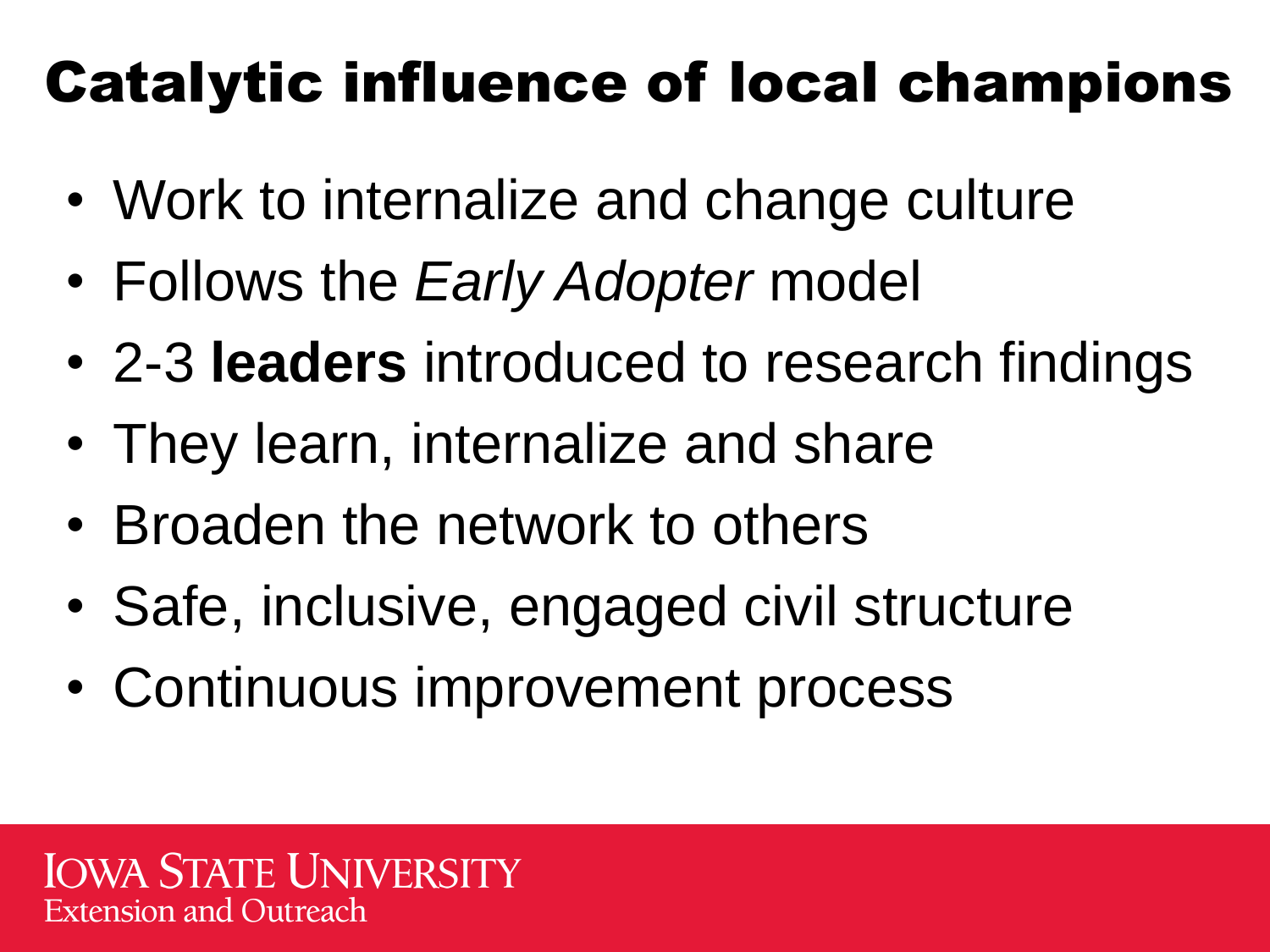# Catalytic influence of local champions

- Work to internalize and change culture
- Follows the *Early Adopter* model
- 2-3 **leaders** introduced to research findings
- They learn, internalize and share
- Broaden the network to others
- Safe, inclusive, engaged civil structure
- Continuous improvement process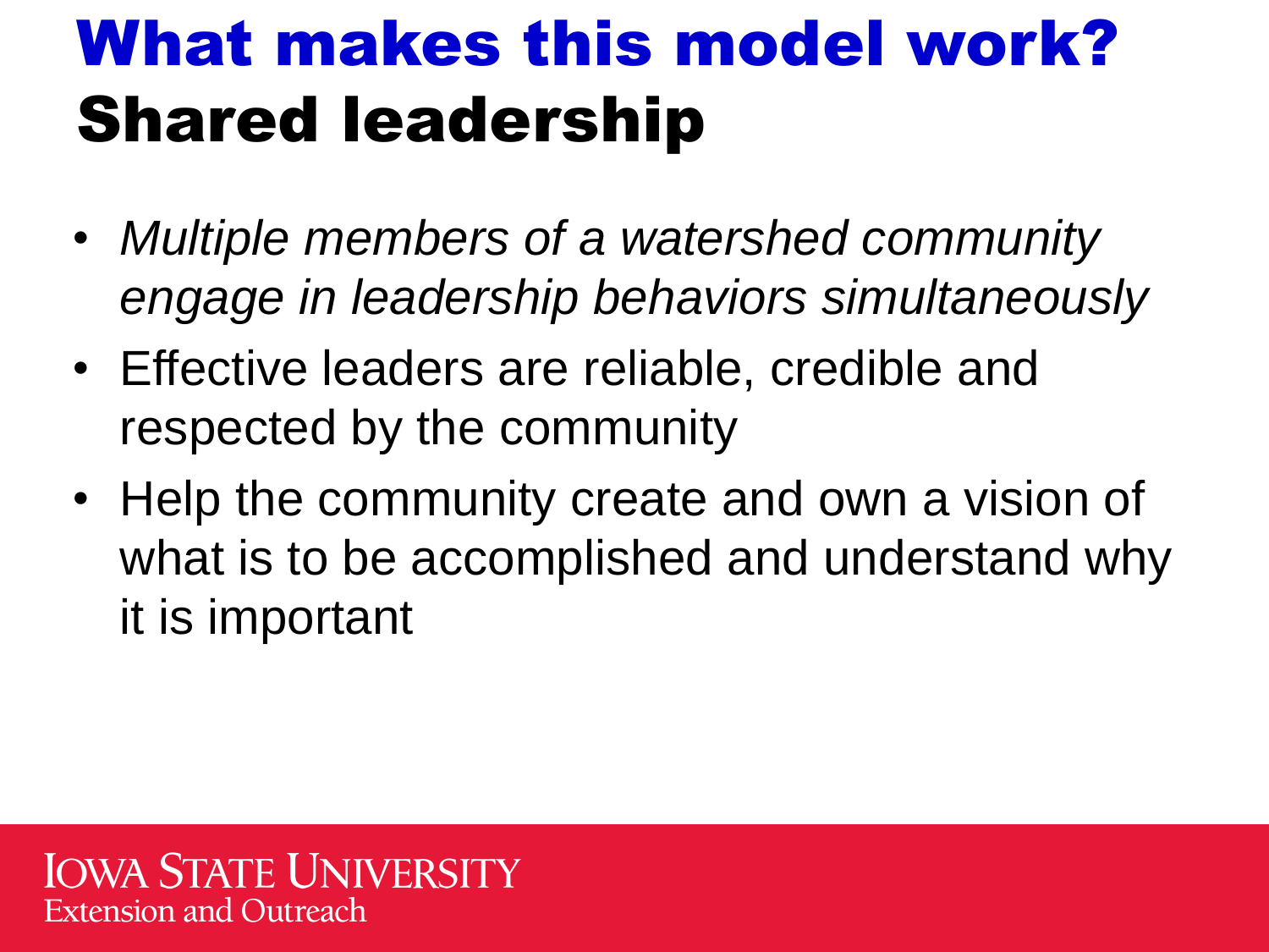# What makes this model work?
# Shared leadership

- *Multiple members of a watershed community engage in leadership behaviors simultaneously*
- Effective leaders are reliable, credible and respected by the community
- Help the community create and own a vision of what is to be accomplished and understand why it is important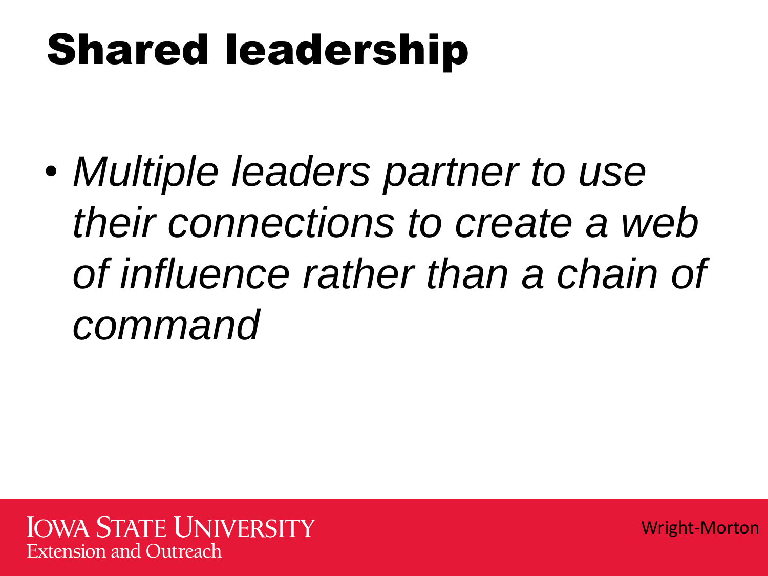# Shared leadership

- *Multiple leaders partner to use their connections to create a web of influence rather than a chain of command*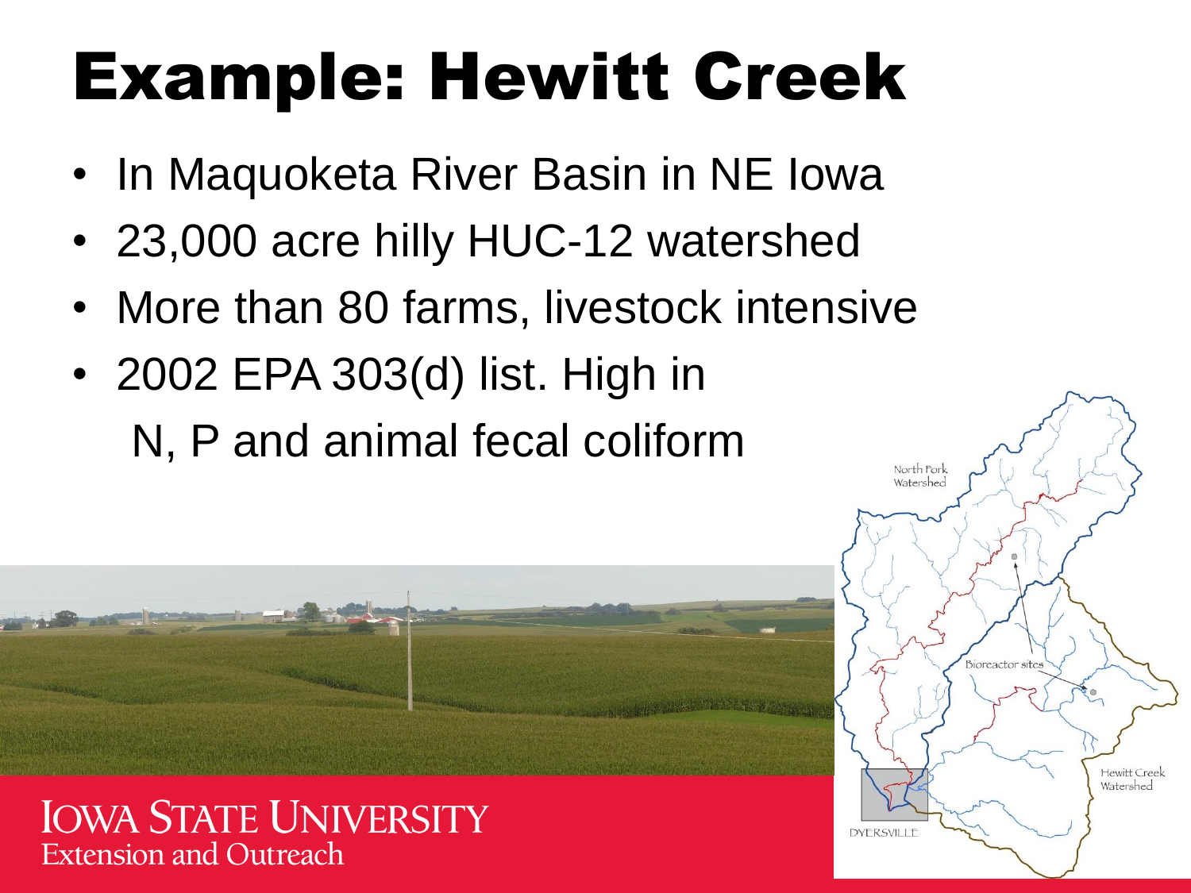# Example: Hewitt Creek

- In Maquoketa River Basin in NE Iowa
- 23,000 acre hilly HUC-12 watershed
- More than 80 farms, livestock intensive
- 2002 EPA 303(d) list. High in N, P and animal fecal coliform

North Fork Watershed

Bioreactor sites

Hewitt Creek Watershed

DYERSVILLE

IOWA STATE UNIVERSITY
Extension and Outreach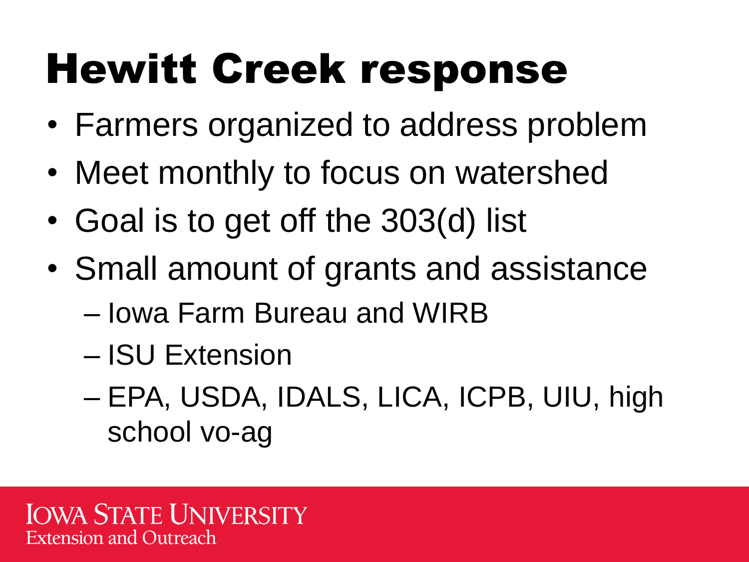# Hewitt Creek response

- Farmers organized to address problem
- Meet monthly to focus on watershed
- Goal is to get off the 303(d) list
- Small amount of grants and assistance
  - Iowa Farm Bureau and WIRB
  - ISU Extension
  - EPA, USDA, IDALS, LICA, ICPB, UIU, high school vo-ag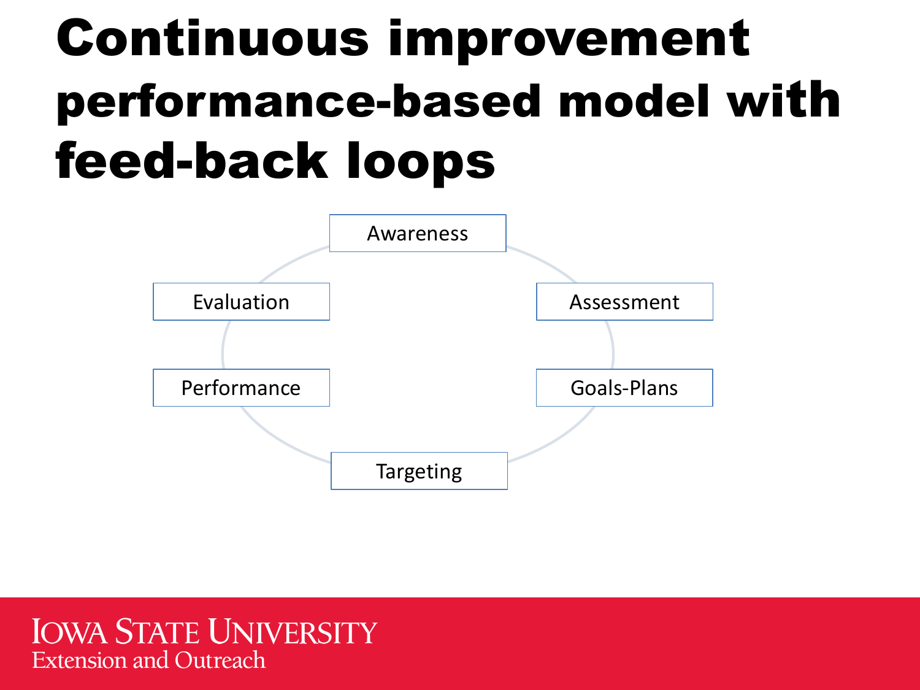# Continuous improvement performance-based model with feed-back loops

- Awareness
- Assessment
- Goals-Plans
- Targeting
- Performance
- Evaluation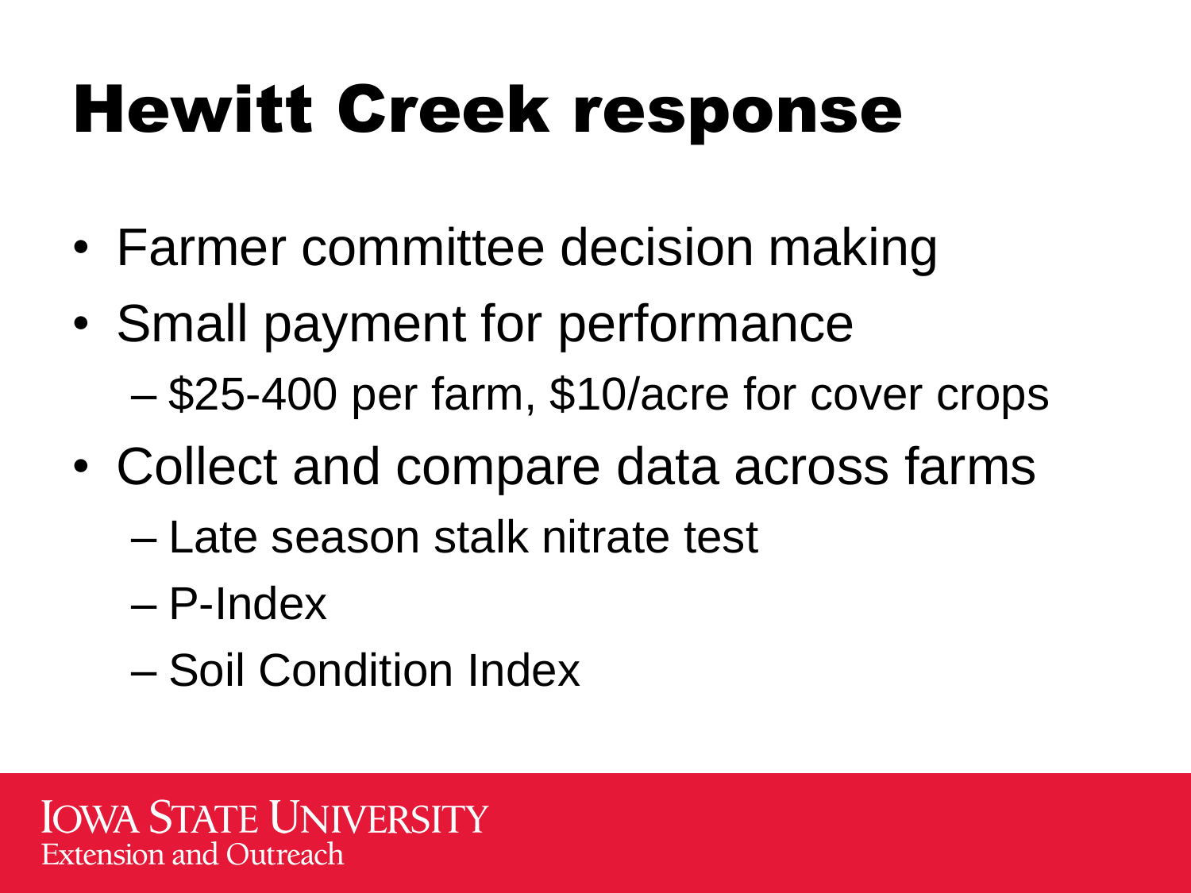# Hewitt Creek response

- Farmer committee decision making
- Small payment for performance
  - $25-400 per farm, $10/acre for cover crops
- Collect and compare data across farms
  - Late season stalk nitrate test
  - P-Index
  - Soil Condition Index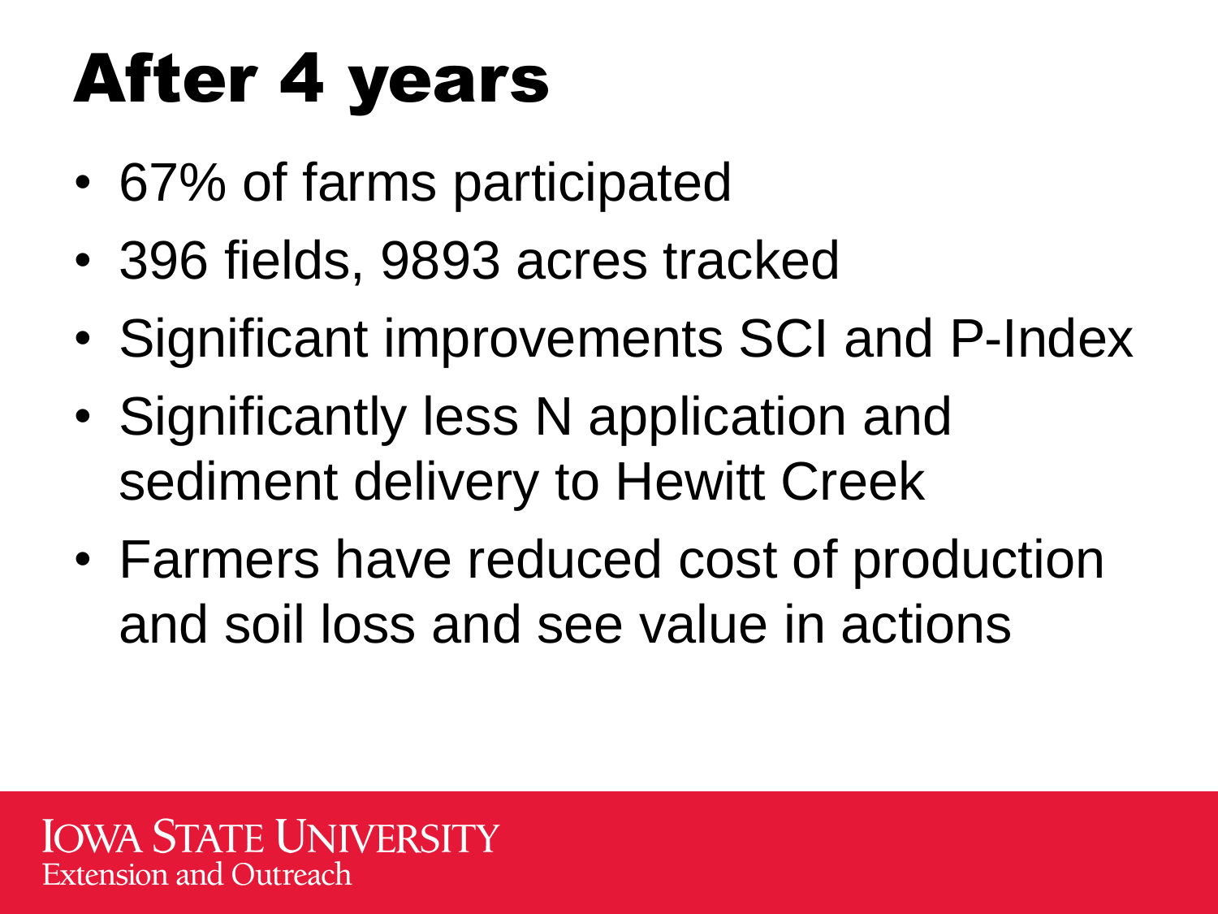# After 4 years

- 67% of farms participated
- 396 fields, 9893 acres tracked
- Significant improvements SCI and P-Index
- Significantly less N application and sediment delivery to Hewitt Creek
- Farmers have reduced cost of production and soil loss and see value in actions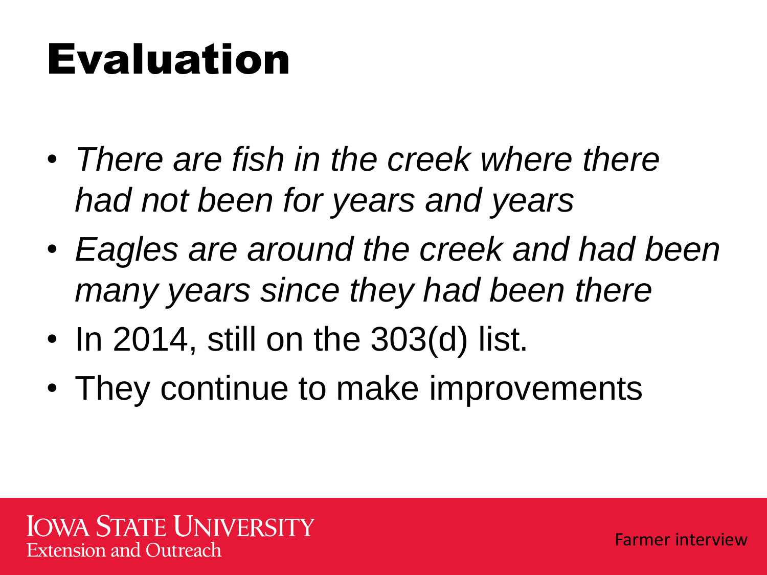# Evaluation

- *There are fish in the creek where there had not been for years and years*
- *Eagles are around the creek and had been many years since they had been there*
- In 2014, still on the 303(d) list.
- They continue to make improvements

Farmer interview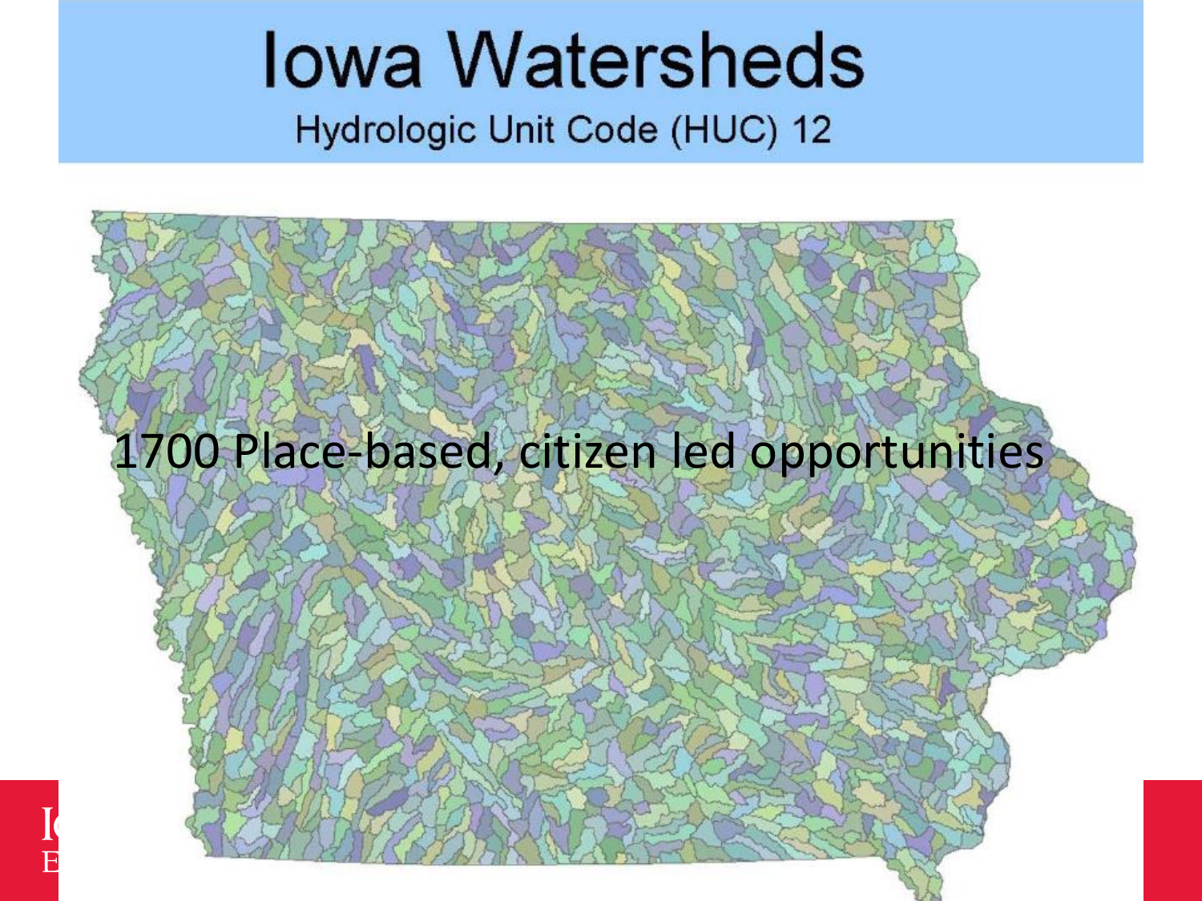# Iowa Watersheds

Hydrologic Unit Code (HUC) 12

1700 Place-based, citizen led opportunities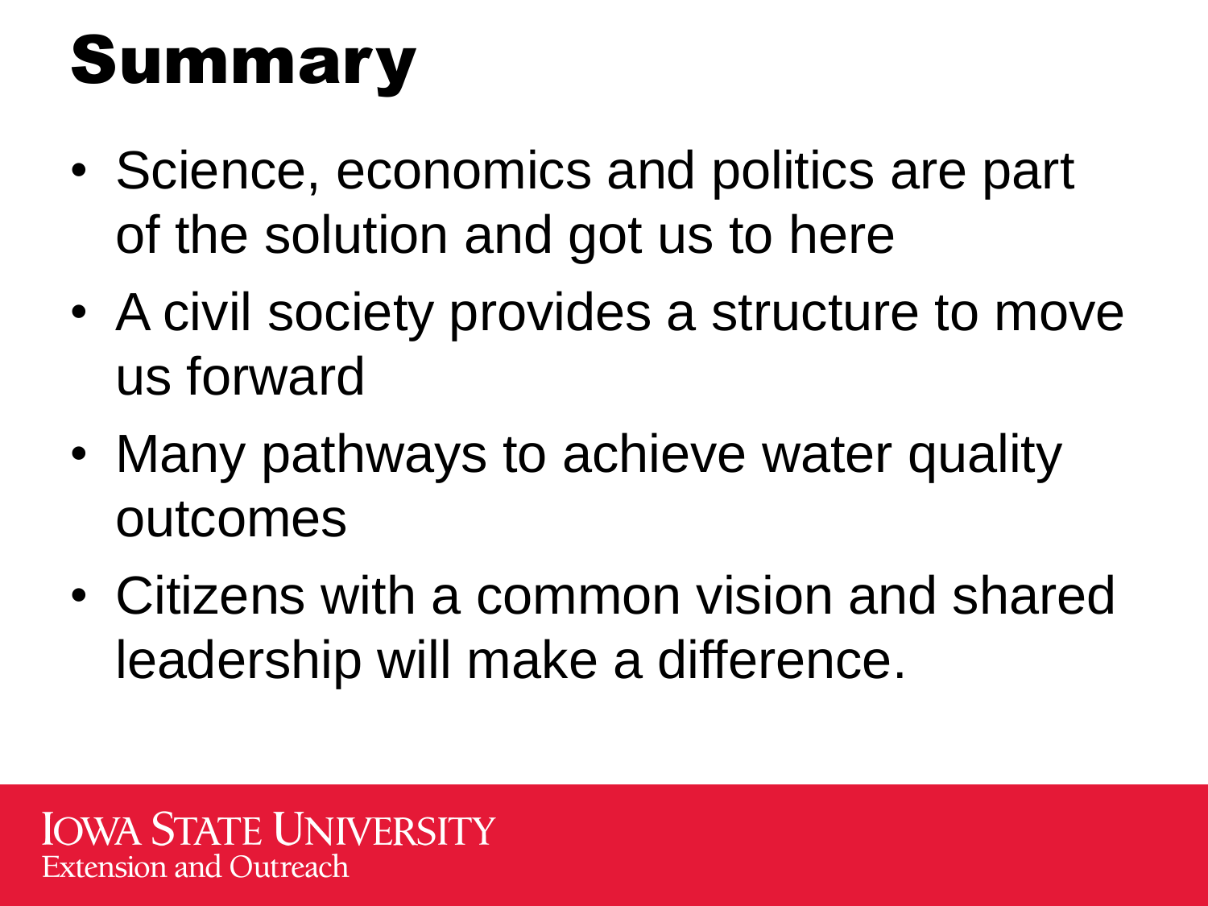# Summary

- Science, economics and politics are part of the solution and got us to here
- A civil society provides a structure to move us forward
- Many pathways to achieve water quality outcomes
- Citizens with a common vision and shared leadership will make a difference.